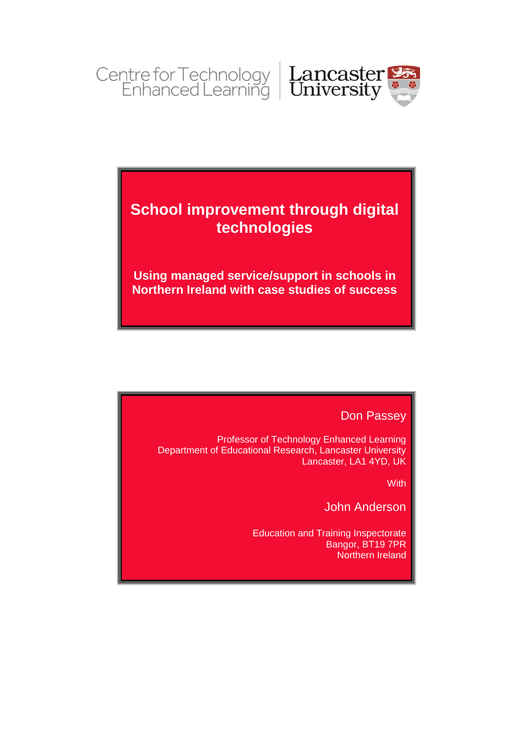Centre for Technology Enhanced Learning | Lancaster University

# School improvement through digital technologies

## Using managed service/support in schools in Northern Ireland with case studies of success

Don Passey

Professor of Technology Enhanced Learning
Department of Educational Research, Lancaster University
Lancaster, LA1 4YD, UK

With

John Anderson

Education and Training Inspectorate
Bangor, BT19 7PR
Northern Ireland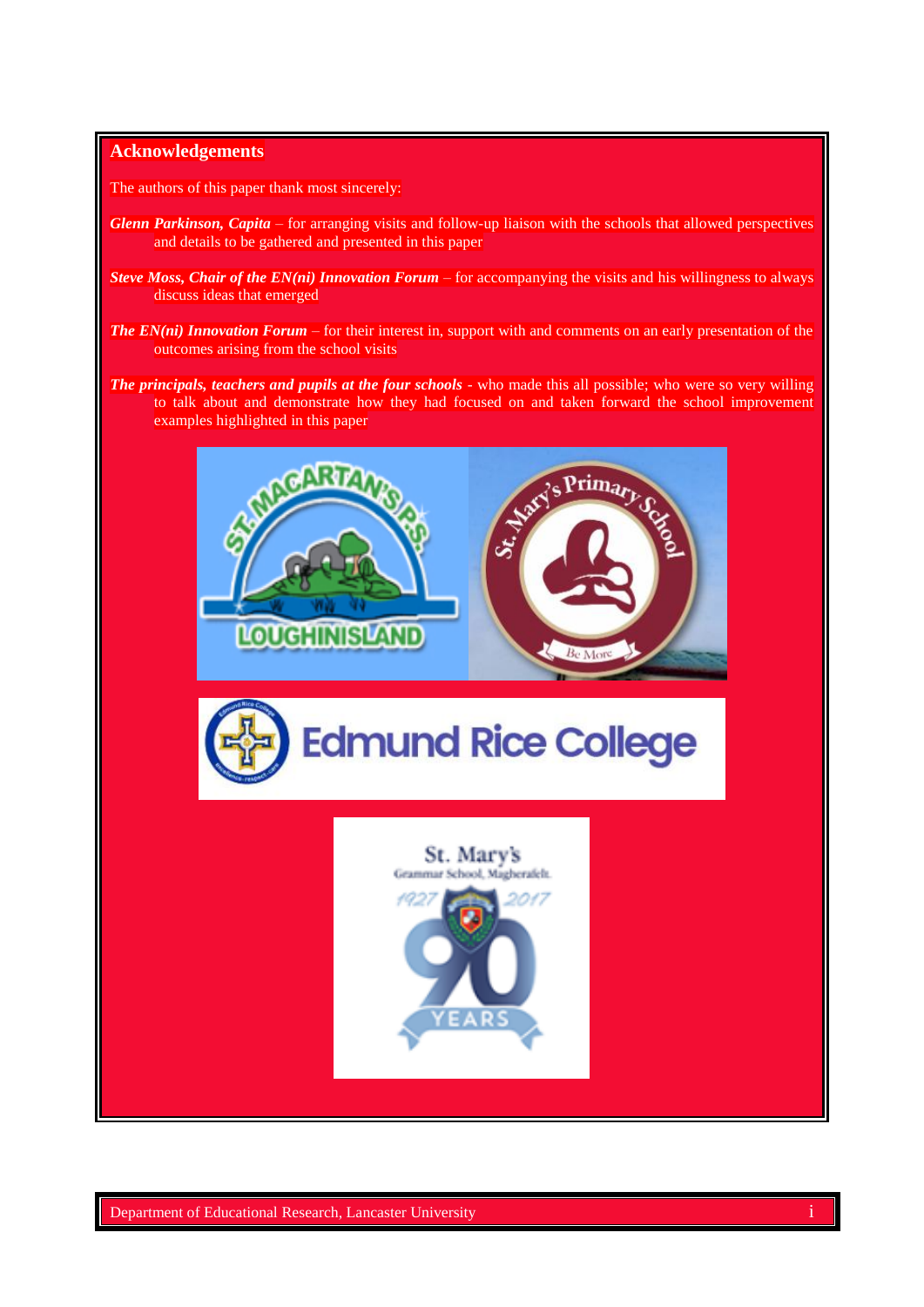## Acknowledgements

The authors of this paper thank most sincerely:

***Glenn Parkinson, Capita*** – for arranging visits and follow-up liaison with the schools that allowed perspectives and details to be gathered and presented in this paper

***Steve Moss, Chair of the EN(ni) Innovation Forum*** – for accompanying the visits and his willingness to always discuss ideas that emerged

***The EN(ni) Innovation Forum*** – for their interest in, support with and comments on an early presentation of the outcomes arising from the school visits

***The principals, teachers and pupils at the four schools*** - who made this all possible; who were so very willing to talk about and demonstrate how they had focused on and taken forward the school improvement examples highlighted in this paper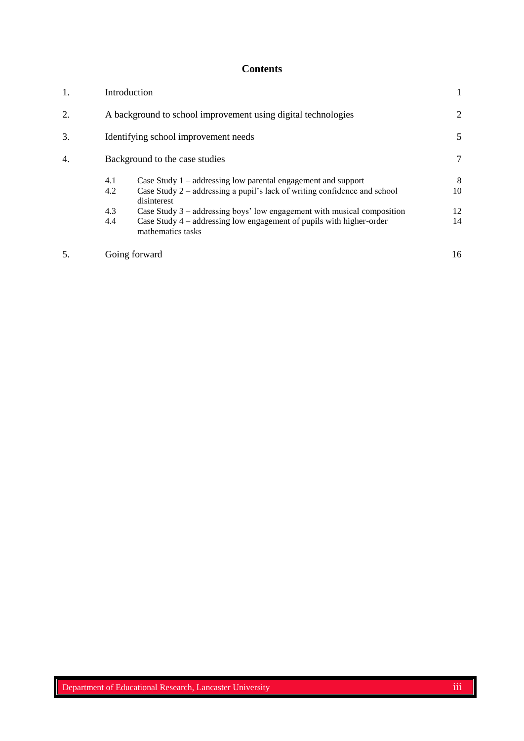# Contents

| | | | |
|---|---|---|---|
| 1. | Introduction | | 1 |
| 2. | A background to school improvement using digital technologies | | 2 |
| 3. | Identifying school improvement needs | | 5 |
| 4. | Background to the case studies | | 7 |
| | 4.1 | Case Study 1 – addressing low parental engagement and support | 8 |
| | 4.2 | Case Study 2 – addressing a pupil's lack of writing confidence and school disinterest | 10 |
| | 4.3 | Case Study 3 – addressing boys' low engagement with musical composition | 12 |
| | 4.4 | Case Study 4 – addressing low engagement of pupils with higher-order mathematics tasks | 14 |
| 5. | Going forward | | 16 |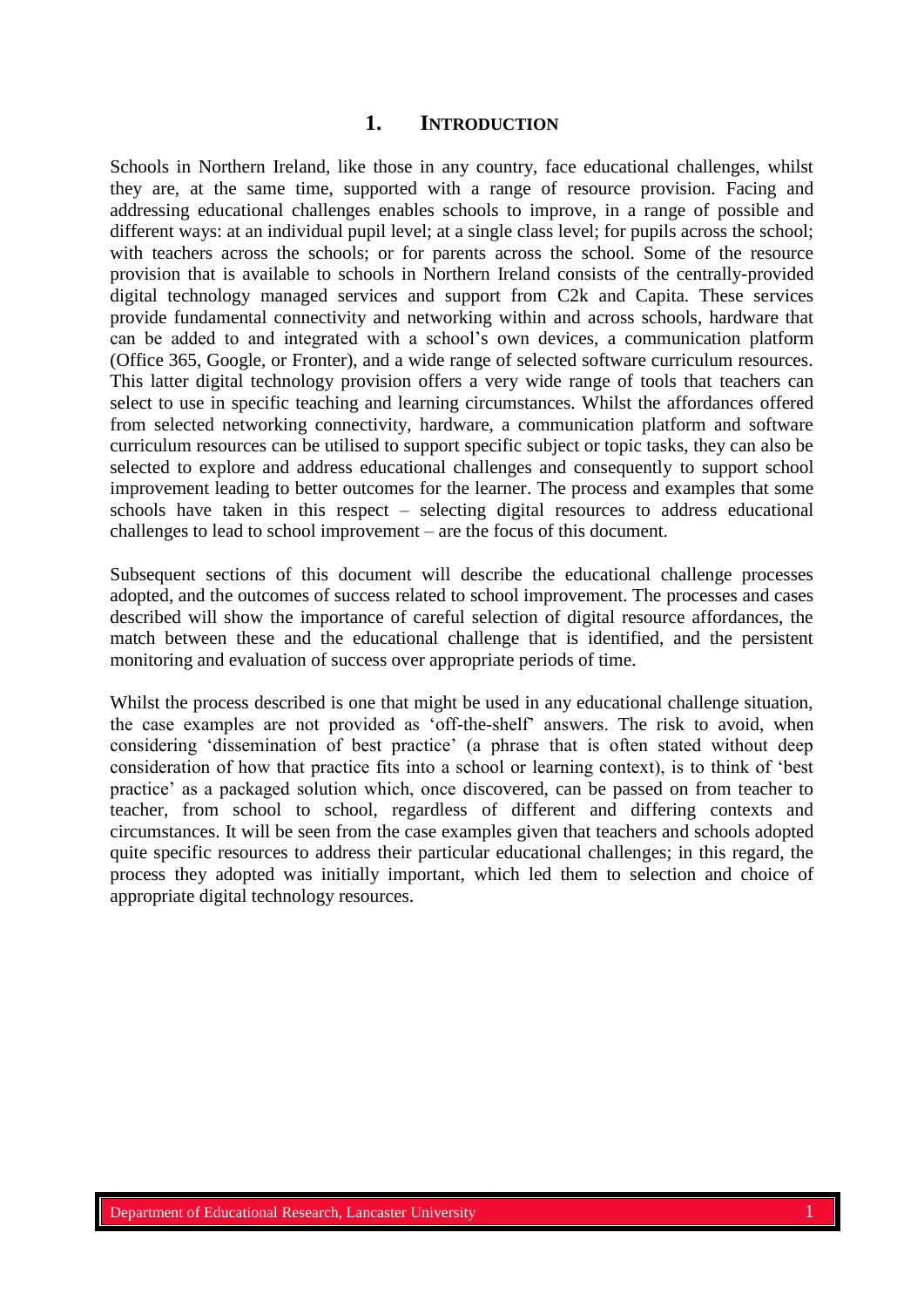# 1. INTRODUCTION

Schools in Northern Ireland, like those in any country, face educational challenges, whilst they are, at the same time, supported with a range of resource provision. Facing and addressing educational challenges enables schools to improve, in a range of possible and different ways: at an individual pupil level; at a single class level; for pupils across the school; with teachers across the schools; or for parents across the school. Some of the resource provision that is available to schools in Northern Ireland consists of the centrally-provided digital technology managed services and support from C2k and Capita. These services provide fundamental connectivity and networking within and across schools, hardware that can be added to and integrated with a school's own devices, a communication platform (Office 365, Google, or Fronter), and a wide range of selected software curriculum resources. This latter digital technology provision offers a very wide range of tools that teachers can select to use in specific teaching and learning circumstances. Whilst the affordances offered from selected networking connectivity, hardware, a communication platform and software curriculum resources can be utilised to support specific subject or topic tasks, they can also be selected to explore and address educational challenges and consequently to support school improvement leading to better outcomes for the learner. The process and examples that some schools have taken in this respect – selecting digital resources to address educational challenges to lead to school improvement – are the focus of this document.

Subsequent sections of this document will describe the educational challenge processes adopted, and the outcomes of success related to school improvement. The processes and cases described will show the importance of careful selection of digital resource affordances, the match between these and the educational challenge that is identified, and the persistent monitoring and evaluation of success over appropriate periods of time.

Whilst the process described is one that might be used in any educational challenge situation, the case examples are not provided as 'off-the-shelf' answers. The risk to avoid, when considering 'dissemination of best practice' (a phrase that is often stated without deep consideration of how that practice fits into a school or learning context), is to think of 'best practice' as a packaged solution which, once discovered, can be passed on from teacher to teacher, from school to school, regardless of different and differing contexts and circumstances. It will be seen from the case examples given that teachers and schools adopted quite specific resources to address their particular educational challenges; in this regard, the process they adopted was initially important, which led them to selection and choice of appropriate digital technology resources.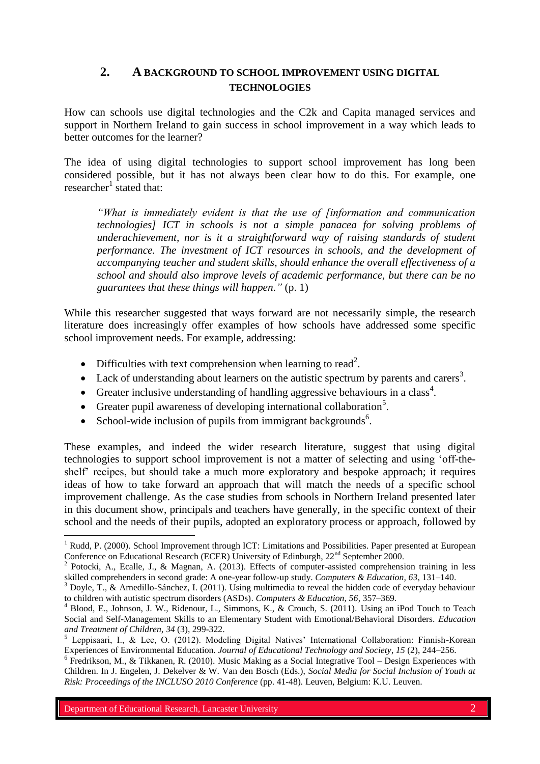## 2. A BACKGROUND TO SCHOOL IMPROVEMENT USING DIGITAL TECHNOLOGIES

How can schools use digital technologies and the C2k and Capita managed services and support in Northern Ireland to gain success in school improvement in a way which leads to better outcomes for the learner?

The idea of using digital technologies to support school improvement has long been considered possible, but it has not always been clear how to do this. For example, one researcher[1] stated that:

> *"What is immediately evident is that the use of [information and communication technologies] ICT in schools is not a simple panacea for solving problems of underachievement, nor is it a straightforward way of raising standards of student performance. The investment of ICT resources in schools, and the development of accompanying teacher and student skills, should enhance the overall effectiveness of a school and should also improve levels of academic performance, but there can be no guarantees that these things will happen."* (p. 1)

While this researcher suggested that ways forward are not necessarily simple, the research literature does increasingly offer examples of how schools have addressed some specific school improvement needs. For example, addressing:

- Difficulties with text comprehension when learning to read[2].
- Lack of understanding about learners on the autistic spectrum by parents and carers[3].
- Greater inclusive understanding of handling aggressive behaviours in a class[4].
- Greater pupil awareness of developing international collaboration[5].
- School-wide inclusion of pupils from immigrant backgrounds[6].

These examples, and indeed the wider research literature, suggest that using digital technologies to support school improvement is not a matter of selecting and using 'off-the-shelf' recipes, but should take a much more exploratory and bespoke approach; it requires ideas of how to take forward an approach that will match the needs of a specific school improvement challenge. As the case studies from schools in Northern Ireland presented later in this document show, principals and teachers have generally, in the specific context of their school and the needs of their pupils, adopted an exploratory process or approach, followed by

---

[1] Rudd, P. (2000). School Improvement through ICT: Limitations and Possibilities. Paper presented at European Conference on Educational Research (ECER) University of Edinburgh, 22nd September 2000.

[2] Potocki, A., Ecalle, J., & Magnan, A. (2013). Effects of computer-assisted comprehension training in less skilled comprehenders in second grade: A one-year follow-up study. *Computers & Education, 63*, 131–140.

[3] Doyle, T., & Arnedillo-Sánchez, I. (2011). Using multimedia to reveal the hidden code of everyday behaviour to children with autistic spectrum disorders (ASDs). *Computers & Education, 56*, 357–369.

[4] Blood, E., Johnson, J. W., Ridenour, L., Simmons, K., & Crouch, S. (2011). Using an iPod Touch to Teach Social and Self-Management Skills to an Elementary Student with Emotional/Behavioral Disorders. *Education and Treatment of Children, 34* (3), 299-322.

[5] Leppisaari, I., & Lee, O. (2012). Modeling Digital Natives' International Collaboration: Finnish-Korean Experiences of Environmental Education. *Journal of Educational Technology and Society, 15* (2), 244–256.

[6] Fredrikson, M., & Tikkanen, R. (2010). Music Making as a Social Integrative Tool – Design Experiences with Children. In J. Engelen, J. Dekelver & W. Van den Bosch (Eds.), *Social Media for Social Inclusion of Youth at Risk: Proceedings of the INCLUSO 2010 Conference* (pp. 41-48). Leuven, Belgium: K.U. Leuven.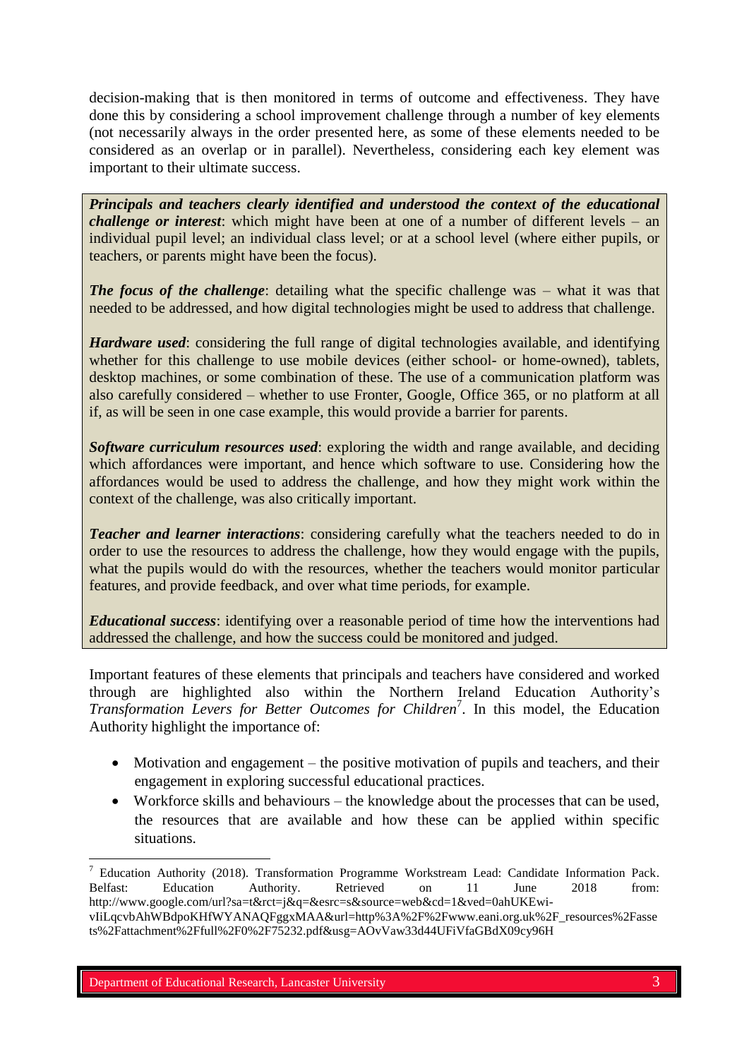decision-making that is then monitored in terms of outcome and effectiveness. They have done this by considering a school improvement challenge through a number of key elements (not necessarily always in the order presented here, as some of these elements needed to be considered as an overlap or in parallel). Nevertheless, considering each key element was important to their ultimate success.

***Principals and teachers clearly identified and understood the context of the educational challenge or interest***: which might have been at one of a number of different levels – an individual pupil level; an individual class level; or at a school level (where either pupils, or teachers, or parents might have been the focus).

***The focus of the challenge***: detailing what the specific challenge was – what it was that needed to be addressed, and how digital technologies might be used to address that challenge.

***Hardware used***: considering the full range of digital technologies available, and identifying whether for this challenge to use mobile devices (either school- or home-owned), tablets, desktop machines, or some combination of these. The use of a communication platform was also carefully considered – whether to use Fronter, Google, Office 365, or no platform at all if, as will be seen in one case example, this would provide a barrier for parents.

***Software curriculum resources used***: exploring the width and range available, and deciding which affordances were important, and hence which software to use. Considering how the affordances would be used to address the challenge, and how they might work within the context of the challenge, was also critically important.

***Teacher and learner interactions***: considering carefully what the teachers needed to do in order to use the resources to address the challenge, how they would engage with the pupils, what the pupils would do with the resources, whether the teachers would monitor particular features, and provide feedback, and over what time periods, for example.

***Educational success***: identifying over a reasonable period of time how the interventions had addressed the challenge, and how the success could be monitored and judged.

Important features of these elements that principals and teachers have considered and worked through are highlighted also within the Northern Ireland Education Authority's *Transformation Levers for Better Outcomes for Children*[7]. In this model, the Education Authority highlight the importance of:

- Motivation and engagement – the positive motivation of pupils and teachers, and their engagement in exploring successful educational practices.
- Workforce skills and behaviours – the knowledge about the processes that can be used, the resources that are available and how these can be applied within specific situations.

---

[7] Education Authority (2018). Transformation Programme Workstream Lead: Candidate Information Pack. Belfast: Education Authority. Retrieved on 11 June 2018 from: http://www.google.com/url?sa=t&rct=j&q=&esrc=s&source=web&cd=1&ved=0ahUKEwi-vIiLqcvbAhWBdpoKHfWYANAQFggxMAA&url=http%3A%2F%2Fwww.eani.org.uk%2F_resources%2Fassets%2Fattachment%2Ffull%2F0%2F75232.pdf&usg=AOvVaw33d44UFiVfaGBdX09cy96H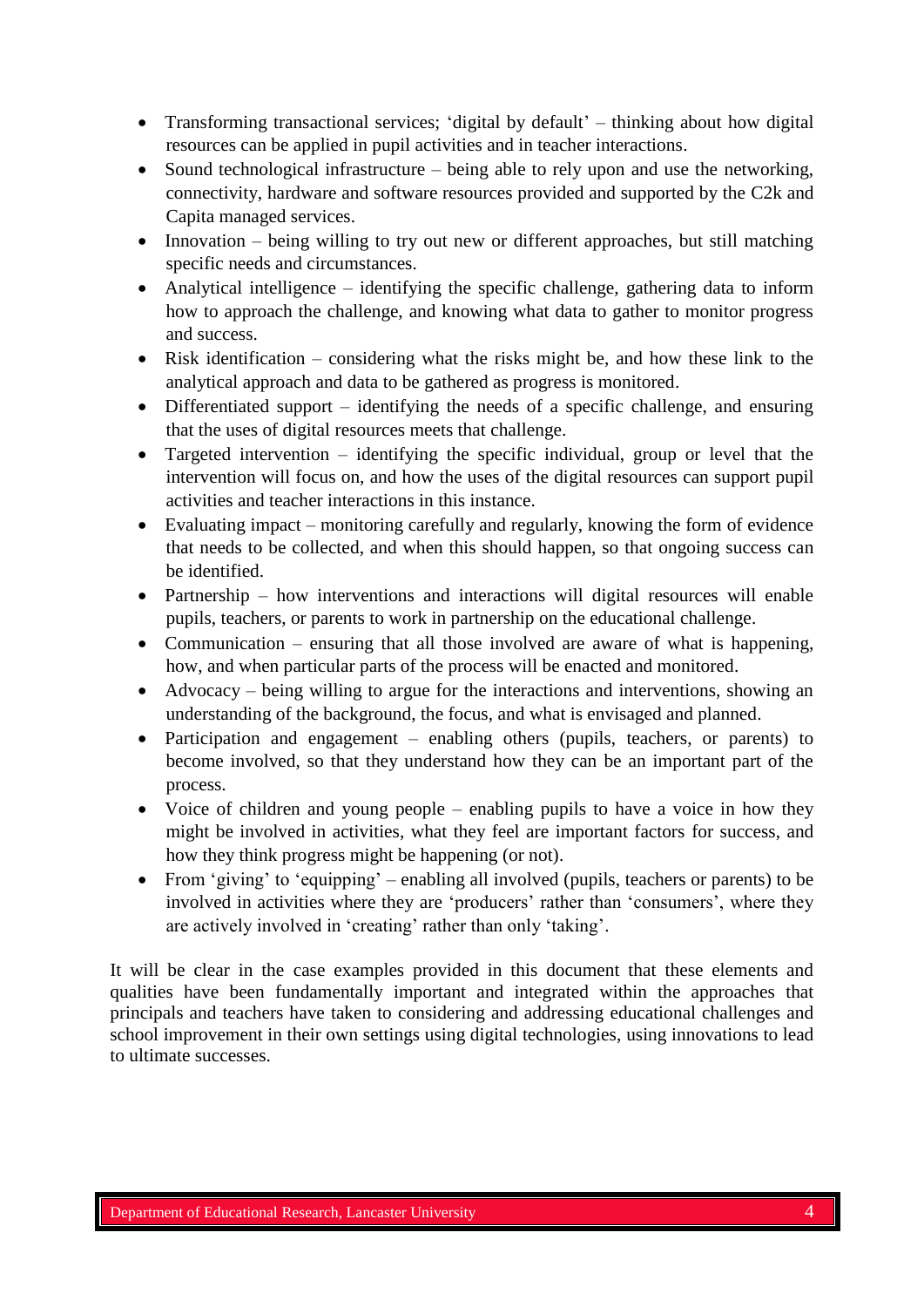- Transforming transactional services; 'digital by default' – thinking about how digital resources can be applied in pupil activities and in teacher interactions.
- Sound technological infrastructure – being able to rely upon and use the networking, connectivity, hardware and software resources provided and supported by the C2k and Capita managed services.
- Innovation – being willing to try out new or different approaches, but still matching specific needs and circumstances.
- Analytical intelligence – identifying the specific challenge, gathering data to inform how to approach the challenge, and knowing what data to gather to monitor progress and success.
- Risk identification – considering what the risks might be, and how these link to the analytical approach and data to be gathered as progress is monitored.
- Differentiated support – identifying the needs of a specific challenge, and ensuring that the uses of digital resources meets that challenge.
- Targeted intervention – identifying the specific individual, group or level that the intervention will focus on, and how the uses of the digital resources can support pupil activities and teacher interactions in this instance.
- Evaluating impact – monitoring carefully and regularly, knowing the form of evidence that needs to be collected, and when this should happen, so that ongoing success can be identified.
- Partnership – how interventions and interactions will digital resources will enable pupils, teachers, or parents to work in partnership on the educational challenge.
- Communication – ensuring that all those involved are aware of what is happening, how, and when particular parts of the process will be enacted and monitored.
- Advocacy – being willing to argue for the interactions and interventions, showing an understanding of the background, the focus, and what is envisaged and planned.
- Participation and engagement – enabling others (pupils, teachers, or parents) to become involved, so that they understand how they can be an important part of the process.
- Voice of children and young people – enabling pupils to have a voice in how they might be involved in activities, what they feel are important factors for success, and how they think progress might be happening (or not).
- From 'giving' to 'equipping' – enabling all involved (pupils, teachers or parents) to be involved in activities where they are 'producers' rather than 'consumers', where they are actively involved in 'creating' rather than only 'taking'.

It will be clear in the case examples provided in this document that these elements and qualities have been fundamentally important and integrated within the approaches that principals and teachers have taken to considering and addressing educational challenges and school improvement in their own settings using digital technologies, using innovations to lead to ultimate successes.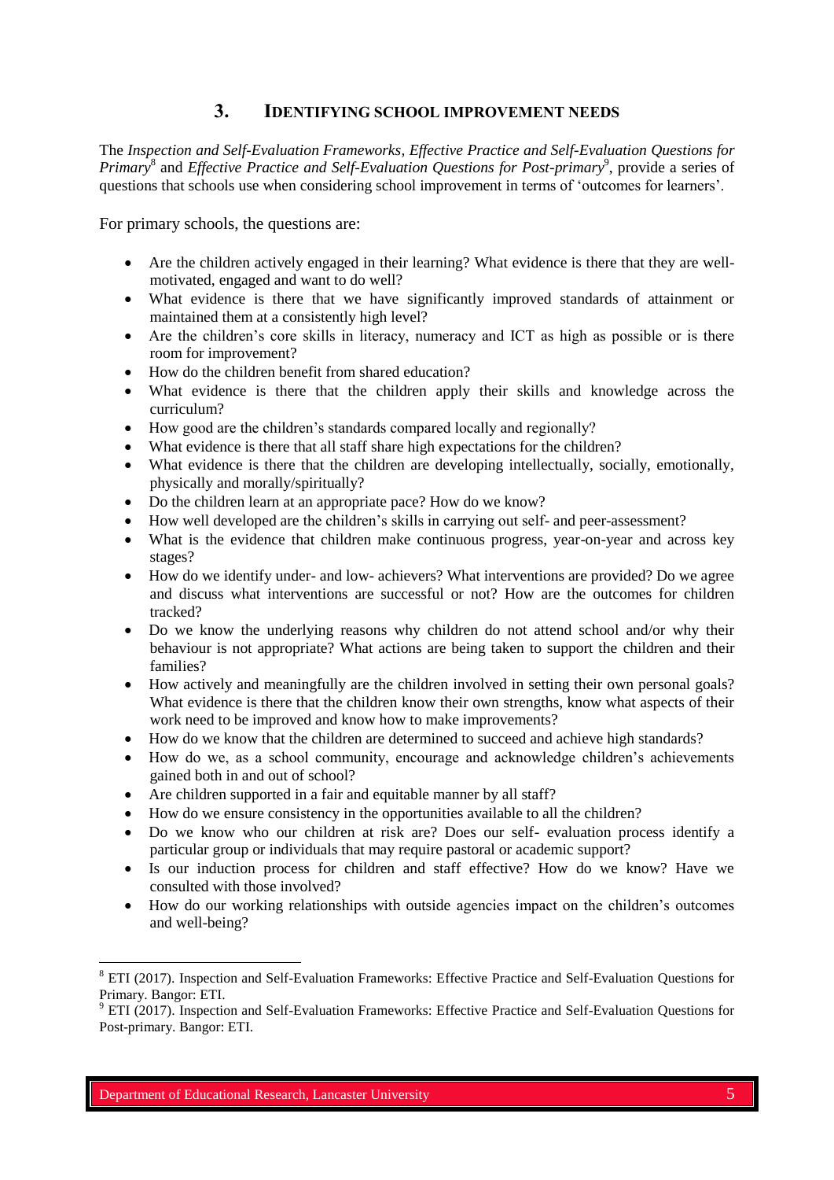## 3. IDENTIFYING SCHOOL IMPROVEMENT NEEDS

The *Inspection and Self-Evaluation Frameworks, Effective Practice and Self-Evaluation Questions for Primary*[8] and *Effective Practice and Self-Evaluation Questions for Post-primary*[9], provide a series of questions that schools use when considering school improvement in terms of 'outcomes for learners'.

For primary schools, the questions are:

- Are the children actively engaged in their learning? What evidence is there that they are well-motivated, engaged and want to do well?
- What evidence is there that we have significantly improved standards of attainment or maintained them at a consistently high level?
- Are the children's core skills in literacy, numeracy and ICT as high as possible or is there room for improvement?
- How do the children benefit from shared education?
- What evidence is there that the children apply their skills and knowledge across the curriculum?
- How good are the children's standards compared locally and regionally?
- What evidence is there that all staff share high expectations for the children?
- What evidence is there that the children are developing intellectually, socially, emotionally, physically and morally/spiritually?
- Do the children learn at an appropriate pace? How do we know?
- How well developed are the children's skills in carrying out self- and peer-assessment?
- What is the evidence that children make continuous progress, year-on-year and across key stages?
- How do we identify under- and low- achievers? What interventions are provided? Do we agree and discuss what interventions are successful or not? How are the outcomes for children tracked?
- Do we know the underlying reasons why children do not attend school and/or why their behaviour is not appropriate? What actions are being taken to support the children and their families?
- How actively and meaningfully are the children involved in setting their own personal goals? What evidence is there that the children know their own strengths, know what aspects of their work need to be improved and know how to make improvements?
- How do we know that the children are determined to succeed and achieve high standards?
- How do we, as a school community, encourage and acknowledge children's achievements gained both in and out of school?
- Are children supported in a fair and equitable manner by all staff?
- How do we ensure consistency in the opportunities available to all the children?
- Do we know who our children at risk are? Does our self- evaluation process identify a particular group or individuals that may require pastoral or academic support?
- Is our induction process for children and staff effective? How do we know? Have we consulted with those involved?
- How do our working relationships with outside agencies impact on the children's outcomes and well-being?

---

[8] ETI (2017). Inspection and Self-Evaluation Frameworks: Effective Practice and Self-Evaluation Questions for Primary. Bangor: ETI.

[9] ETI (2017). Inspection and Self-Evaluation Frameworks: Effective Practice and Self-Evaluation Questions for Post-primary. Bangor: ETI.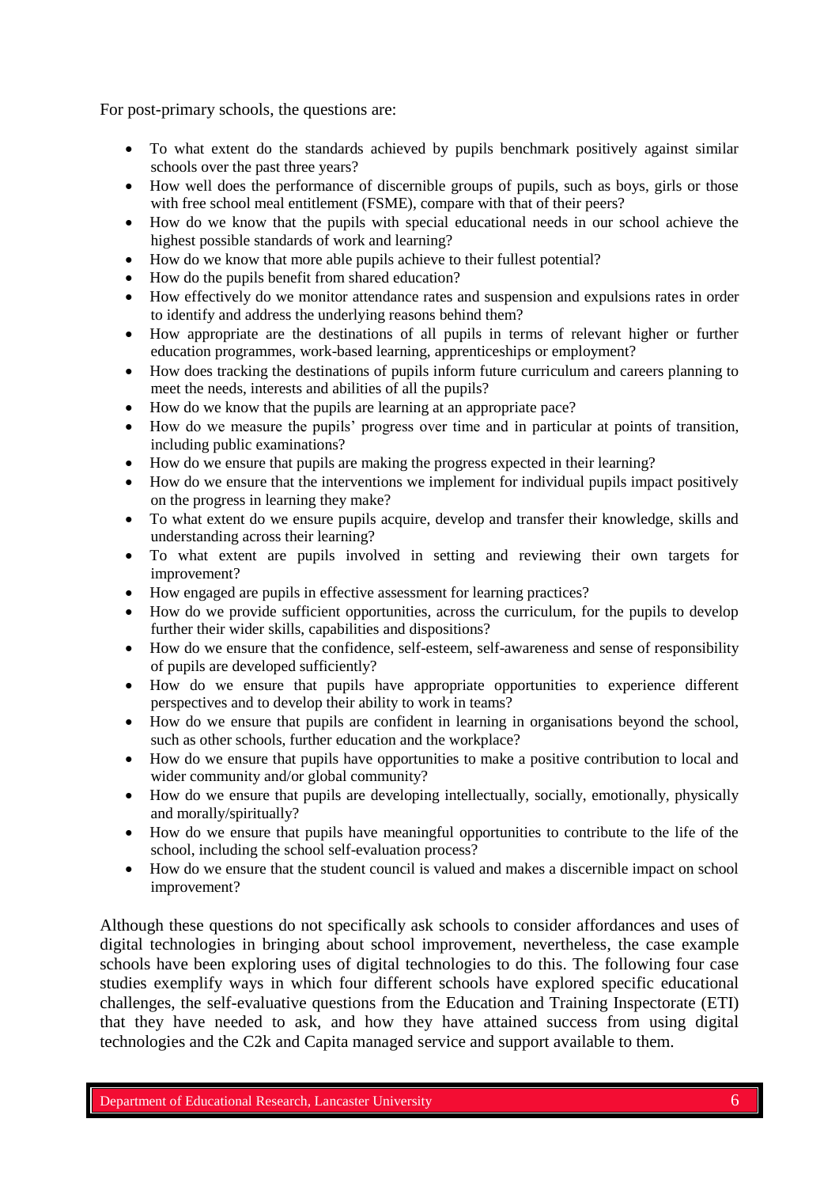For post-primary schools, the questions are:

- To what extent do the standards achieved by pupils benchmark positively against similar schools over the past three years?
- How well does the performance of discernible groups of pupils, such as boys, girls or those with free school meal entitlement (FSME), compare with that of their peers?
- How do we know that the pupils with special educational needs in our school achieve the highest possible standards of work and learning?
- How do we know that more able pupils achieve to their fullest potential?
- How do the pupils benefit from shared education?
- How effectively do we monitor attendance rates and suspension and expulsions rates in order to identify and address the underlying reasons behind them?
- How appropriate are the destinations of all pupils in terms of relevant higher or further education programmes, work-based learning, apprenticeships or employment?
- How does tracking the destinations of pupils inform future curriculum and careers planning to meet the needs, interests and abilities of all the pupils?
- How do we know that the pupils are learning at an appropriate pace?
- How do we measure the pupils' progress over time and in particular at points of transition, including public examinations?
- How do we ensure that pupils are making the progress expected in their learning?
- How do we ensure that the interventions we implement for individual pupils impact positively on the progress in learning they make?
- To what extent do we ensure pupils acquire, develop and transfer their knowledge, skills and understanding across their learning?
- To what extent are pupils involved in setting and reviewing their own targets for improvement?
- How engaged are pupils in effective assessment for learning practices?
- How do we provide sufficient opportunities, across the curriculum, for the pupils to develop further their wider skills, capabilities and dispositions?
- How do we ensure that the confidence, self-esteem, self-awareness and sense of responsibility of pupils are developed sufficiently?
- How do we ensure that pupils have appropriate opportunities to experience different perspectives and to develop their ability to work in teams?
- How do we ensure that pupils are confident in learning in organisations beyond the school, such as other schools, further education and the workplace?
- How do we ensure that pupils have opportunities to make a positive contribution to local and wider community and/or global community?
- How do we ensure that pupils are developing intellectually, socially, emotionally, physically and morally/spiritually?
- How do we ensure that pupils have meaningful opportunities to contribute to the life of the school, including the school self-evaluation process?
- How do we ensure that the student council is valued and makes a discernible impact on school improvement?

Although these questions do not specifically ask schools to consider affordances and uses of digital technologies in bringing about school improvement, nevertheless, the case example schools have been exploring uses of digital technologies to do this. The following four case studies exemplify ways in which four different schools have explored specific educational challenges, the self-evaluative questions from the Education and Training Inspectorate (ETI) that they have needed to ask, and how they have attained success from using digital technologies and the C2k and Capita managed service and support available to them.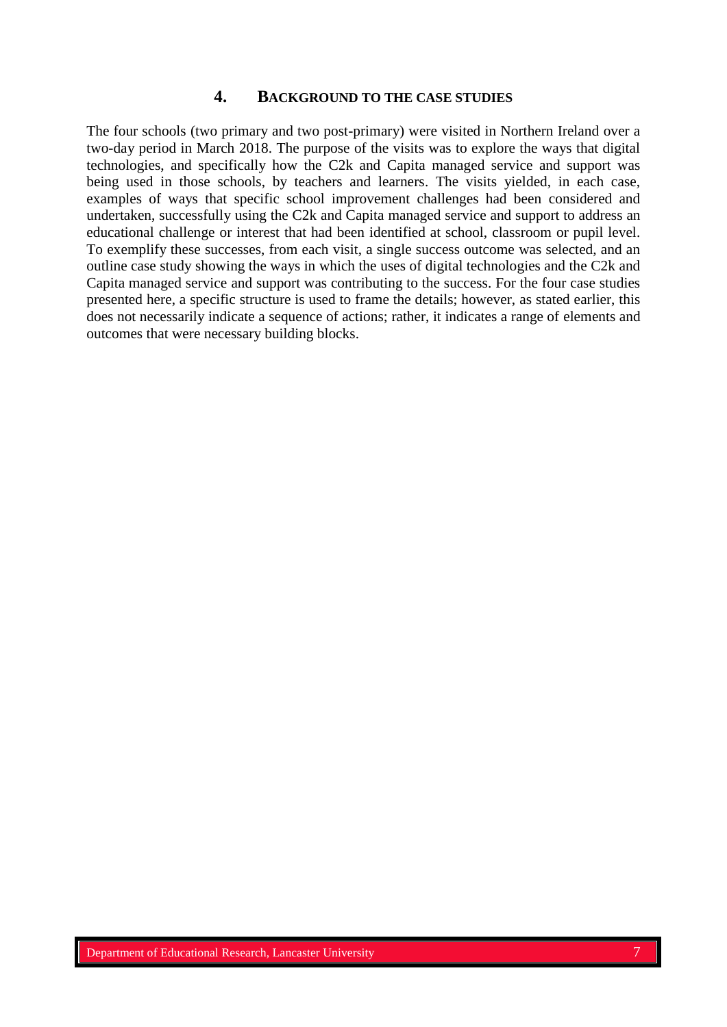## 4. BACKGROUND TO THE CASE STUDIES

The four schools (two primary and two post-primary) were visited in Northern Ireland over a two-day period in March 2018. The purpose of the visits was to explore the ways that digital technologies, and specifically how the C2k and Capita managed service and support was being used in those schools, by teachers and learners. The visits yielded, in each case, examples of ways that specific school improvement challenges had been considered and undertaken, successfully using the C2k and Capita managed service and support to address an educational challenge or interest that had been identified at school, classroom or pupil level. To exemplify these successes, from each visit, a single success outcome was selected, and an outline case study showing the ways in which the uses of digital technologies and the C2k and Capita managed service and support was contributing to the success. For the four case studies presented here, a specific structure is used to frame the details; however, as stated earlier, this does not necessarily indicate a sequence of actions; rather, it indicates a range of elements and outcomes that were necessary building blocks.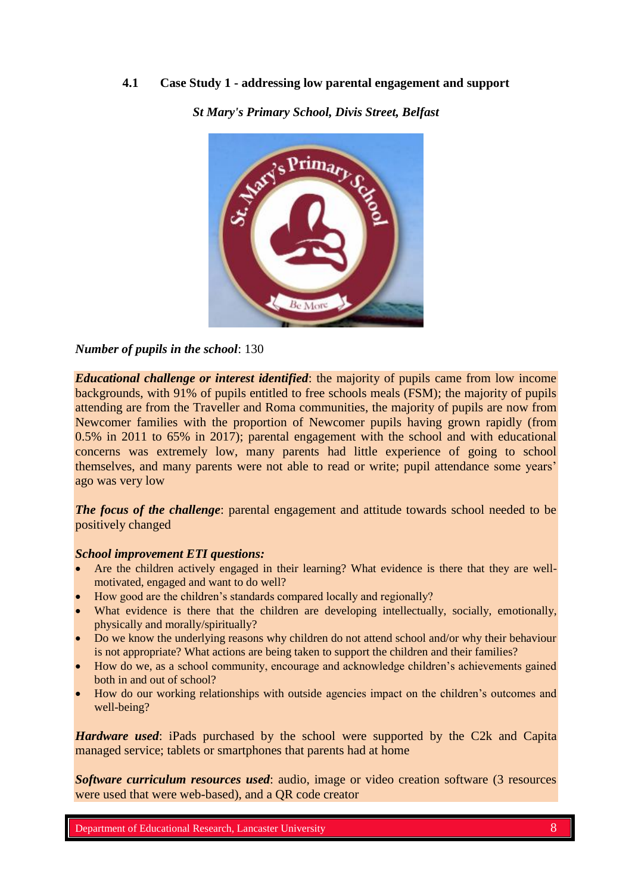### 4.1 Case Study 1 - addressing low parental engagement and support

***St Mary's Primary School, Divis Street, Belfast***

***Number of pupils in the school***: 130

***Educational challenge or interest identified***: the majority of pupils came from low income backgrounds, with 91% of pupils entitled to free schools meals (FSM); the majority of pupils attending are from the Traveller and Roma communities, the majority of pupils are now from Newcomer families with the proportion of Newcomer pupils having grown rapidly (from 0.5% in 2011 to 65% in 2017); parental engagement with the school and with educational concerns was extremely low, many parents had little experience of going to school themselves, and many parents were not able to read or write; pupil attendance some years' ago was very low

***The focus of the challenge***: parental engagement and attitude towards school needed to be positively changed

***School improvement ETI questions:***

- Are the children actively engaged in their learning? What evidence is there that they are well-motivated, engaged and want to do well?
- How good are the children's standards compared locally and regionally?
- What evidence is there that the children are developing intellectually, socially, emotionally, physically and morally/spiritually?
- Do we know the underlying reasons why children do not attend school and/or why their behaviour is not appropriate? What actions are being taken to support the children and their families?
- How do we, as a school community, encourage and acknowledge children's achievements gained both in and out of school?
- How do our working relationships with outside agencies impact on the children's outcomes and well-being?

***Hardware used***: iPads purchased by the school were supported by the C2k and Capita managed service; tablets or smartphones that parents had at home

***Software curriculum resources used***: audio, image or video creation software (3 resources were used that were web-based), and a QR code creator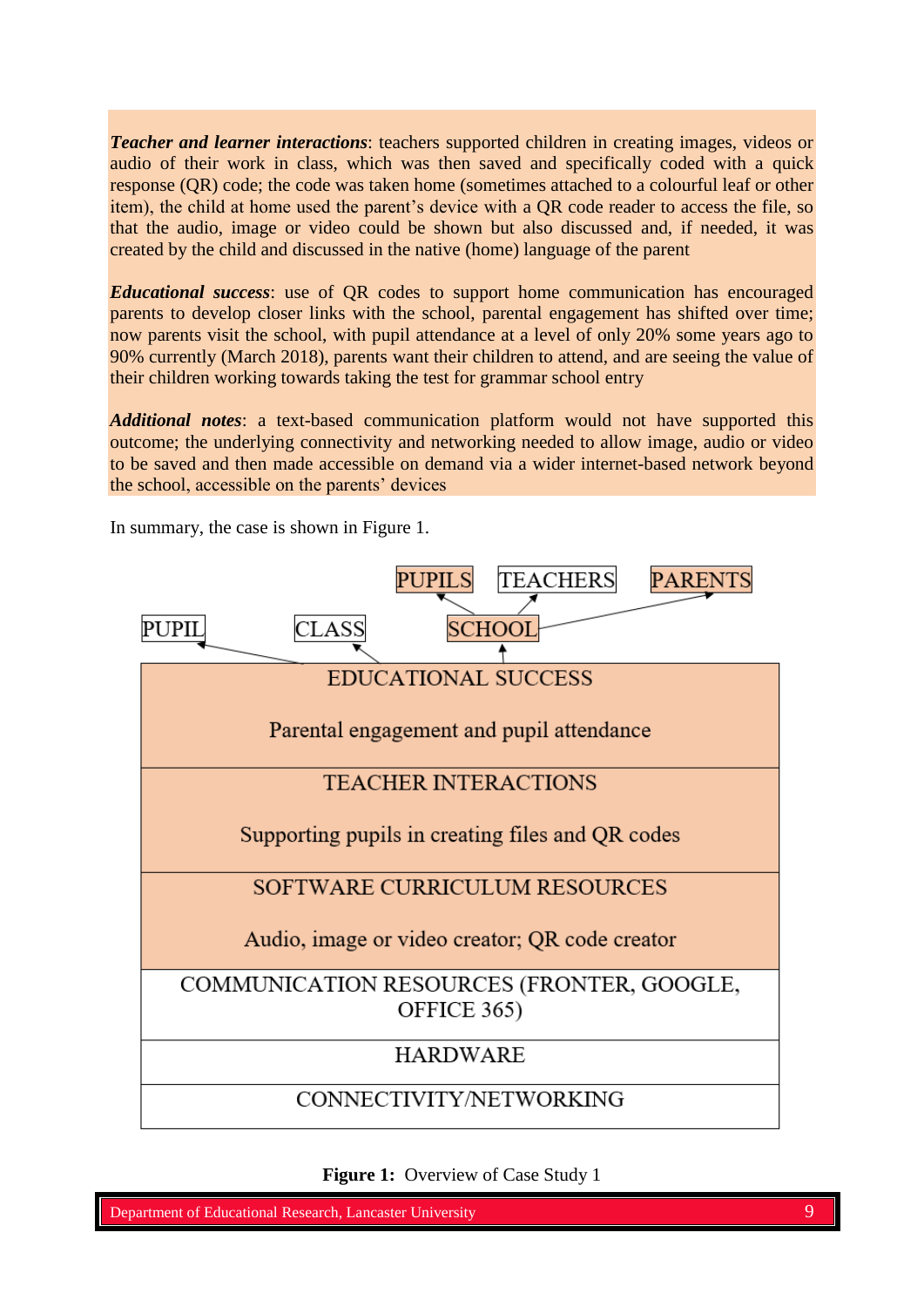***Teacher and learner interactions***: teachers supported children in creating images, videos or audio of their work in class, which was then saved and specifically coded with a quick response (QR) code; the code was taken home (sometimes attached to a colourful leaf or other item), the child at home used the parent's device with a QR code reader to access the file, so that the audio, image or video could be shown but also discussed and, if needed, it was created by the child and discussed in the native (home) language of the parent

***Educational success***: use of QR codes to support home communication has encouraged parents to develop closer links with the school, parental engagement has shifted over time; now parents visit the school, with pupil attendance at a level of only 20% some years ago to 90% currently (March 2018), parents want their children to attend, and are seeing the value of their children working towards taking the test for grammar school entry

***Additional notes***: a text-based communication platform would not have supported this outcome; the underlying connectivity and networking needed to allow image, audio or video to be saved and then made accessible on demand via a wider internet-based network beyond the school, accessible on the parents' devices

In summary, the case is shown in Figure 1.

PUPILS · TEACHERS · PARENTS

PUPIL · CLASS · SCHOOL

| EDUCATIONAL SUCCESS<br>Parental engagement and pupil attendance |
|---|
| TEACHER INTERACTIONS<br>Supporting pupils in creating files and QR codes |
| SOFTWARE CURRICULUM RESOURCES<br>Audio, image or video creator; QR code creator |
| COMMUNICATION RESOURCES (FRONTER, GOOGLE, OFFICE 365) |
| HARDWARE |
| CONNECTIVITY/NETWORKING |

**Figure 1:** Overview of Case Study 1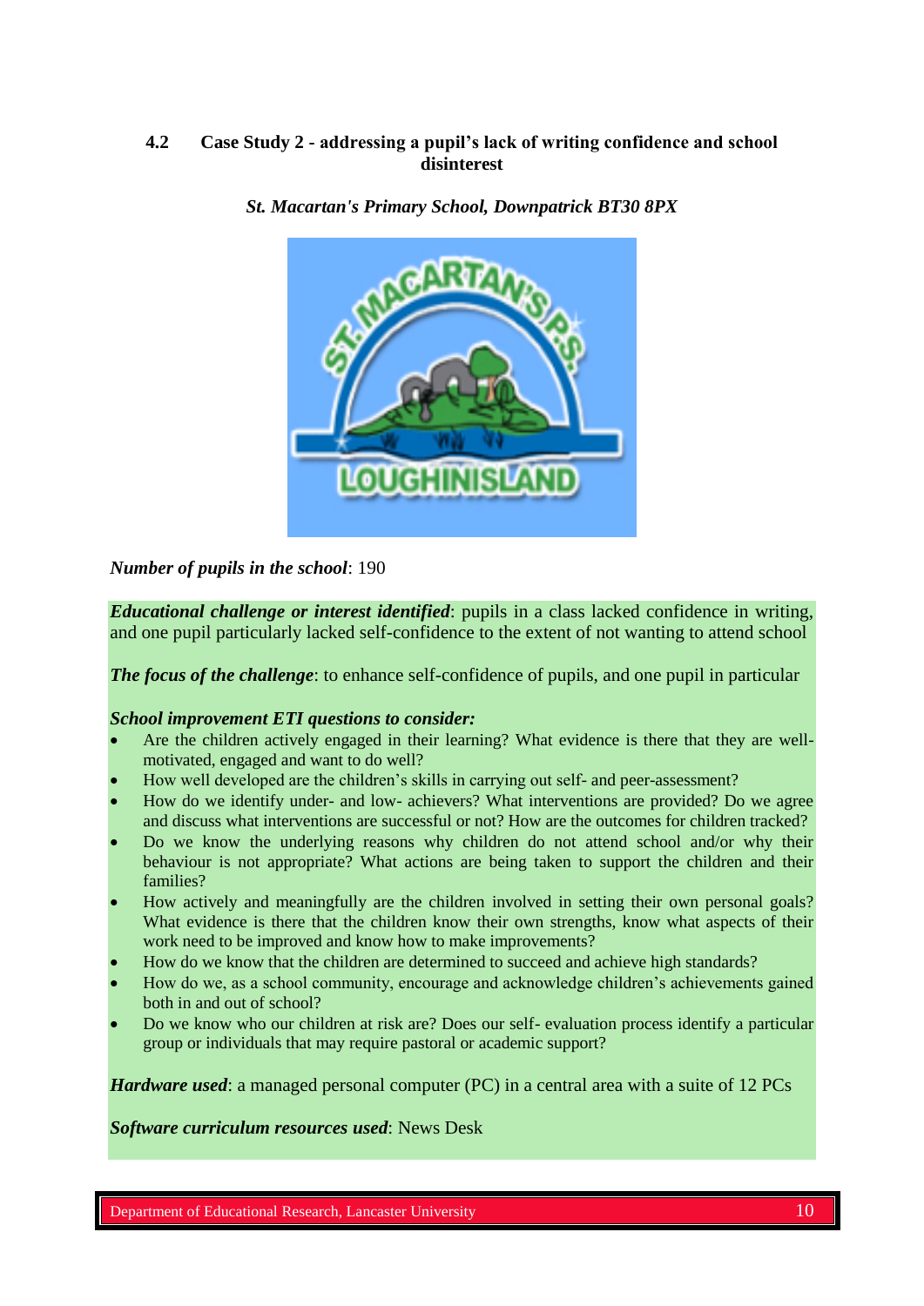### 4.2 Case Study 2 - addressing a pupil's lack of writing confidence and school disinterest

*St. Macartan's Primary School, Downpatrick BT30 8PX*

***Number of pupils in the school***: 190

***Educational challenge or interest identified***: pupils in a class lacked confidence in writing, and one pupil particularly lacked self-confidence to the extent of not wanting to attend school

***The focus of the challenge***: to enhance self-confidence of pupils, and one pupil in particular

***School improvement ETI questions to consider:***

- Are the children actively engaged in their learning? What evidence is there that they are well-motivated, engaged and want to do well?
- How well developed are the children's skills in carrying out self- and peer-assessment?
- How do we identify under- and low- achievers? What interventions are provided? Do we agree and discuss what interventions are successful or not? How are the outcomes for children tracked?
- Do we know the underlying reasons why children do not attend school and/or why their behaviour is not appropriate? What actions are being taken to support the children and their families?
- How actively and meaningfully are the children involved in setting their own personal goals? What evidence is there that the children know their own strengths, know what aspects of their work need to be improved and know how to make improvements?
- How do we know that the children are determined to succeed and achieve high standards?
- How do we, as a school community, encourage and acknowledge children's achievements gained both in and out of school?
- Do we know who our children at risk are? Does our self- evaluation process identify a particular group or individuals that may require pastoral or academic support?

***Hardware used***: a managed personal computer (PC) in a central area with a suite of 12 PCs

***Software curriculum resources used***: News Desk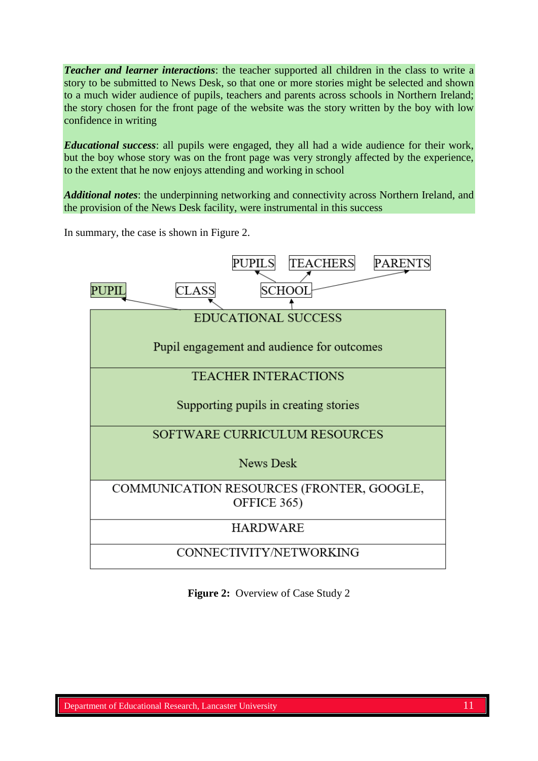***Teacher and learner interactions***: the teacher supported all children in the class to write a story to be submitted to News Desk, so that one or more stories might be selected and shown to a much wider audience of pupils, teachers and parents across schools in Northern Ireland; the story chosen for the front page of the website was the story written by the boy with low confidence in writing

***Educational success***: all pupils were engaged, they all had a wide audience for their work, but the boy whose story was on the front page was very strongly affected by the experience, to the extent that he now enjoys attending and working in school

***Additional notes***: the underpinning networking and connectivity across Northern Ireland, and the provision of the News Desk facility, were instrumental in this success

In summary, the case is shown in Figure 2.

PUPILS TEACHERS PARENTS

PUPIL CLASS SCHOOL

| EDUCATIONAL SUCCESS<br><br>Pupil engagement and audience for outcomes |
|---|
| TEACHER INTERACTIONS<br><br>Supporting pupils in creating stories |
| SOFTWARE CURRICULUM RESOURCES<br><br>News Desk |
| COMMUNICATION RESOURCES (FRONTER, GOOGLE, OFFICE 365) |
| HARDWARE |
| CONNECTIVITY/NETWORKING |

**Figure 2:** Overview of Case Study 2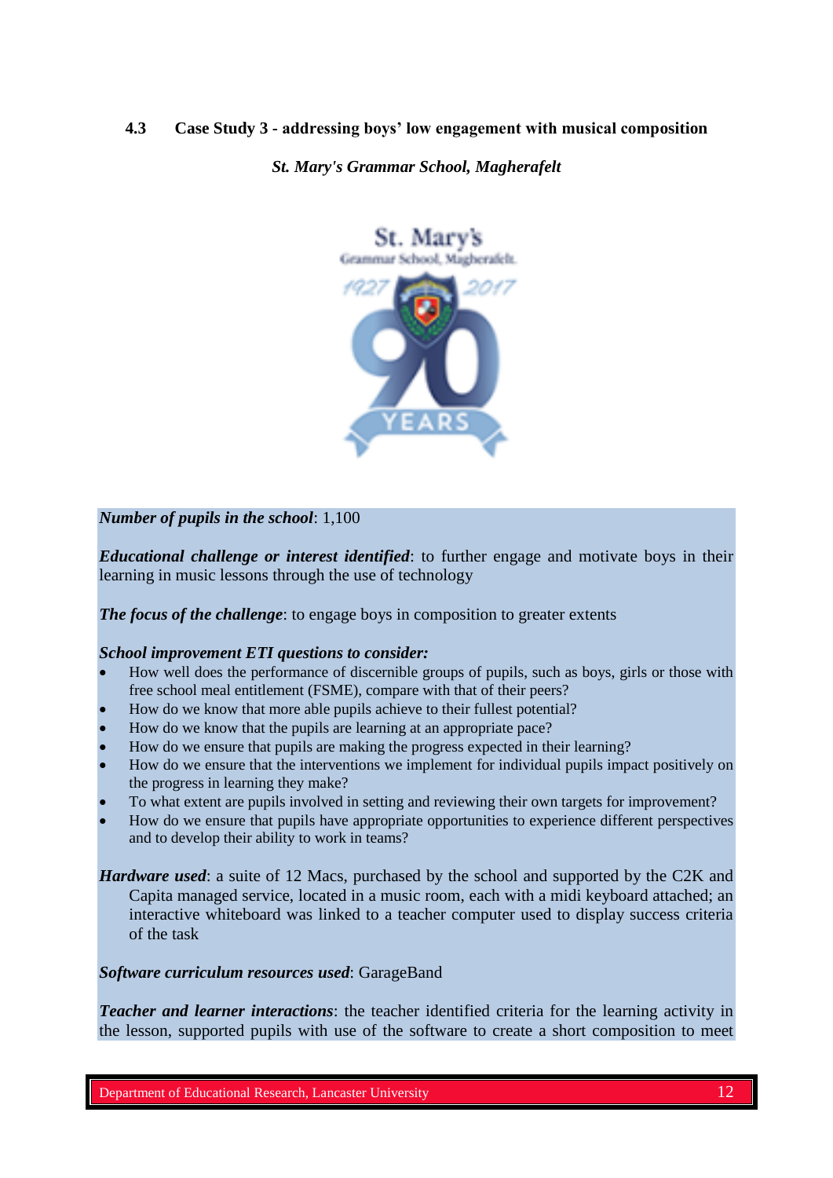### 4.3 Case Study 3 - addressing boys' low engagement with musical composition

*St. Mary's Grammar School, Magherafelt*

***Number of pupils in the school***: 1,100

***Educational challenge or interest identified***: to further engage and motivate boys in their learning in music lessons through the use of technology

***The focus of the challenge***: to engage boys in composition to greater extents

***School improvement ETI questions to consider:***

- How well does the performance of discernible groups of pupils, such as boys, girls or those with free school meal entitlement (FSME), compare with that of their peers?
- How do we know that more able pupils achieve to their fullest potential?
- How do we know that the pupils are learning at an appropriate pace?
- How do we ensure that pupils are making the progress expected in their learning?
- How do we ensure that the interventions we implement for individual pupils impact positively on the progress in learning they make?
- To what extent are pupils involved in setting and reviewing their own targets for improvement?
- How do we ensure that pupils have appropriate opportunities to experience different perspectives and to develop their ability to work in teams?

***Hardware used***: a suite of 12 Macs, purchased by the school and supported by the C2K and Capita managed service, located in a music room, each with a midi keyboard attached; an interactive whiteboard was linked to a teacher computer used to display success criteria of the task

***Software curriculum resources used***: GarageBand

***Teacher and learner interactions***: the teacher identified criteria for the learning activity in the lesson, supported pupils with use of the software to create a short composition to meet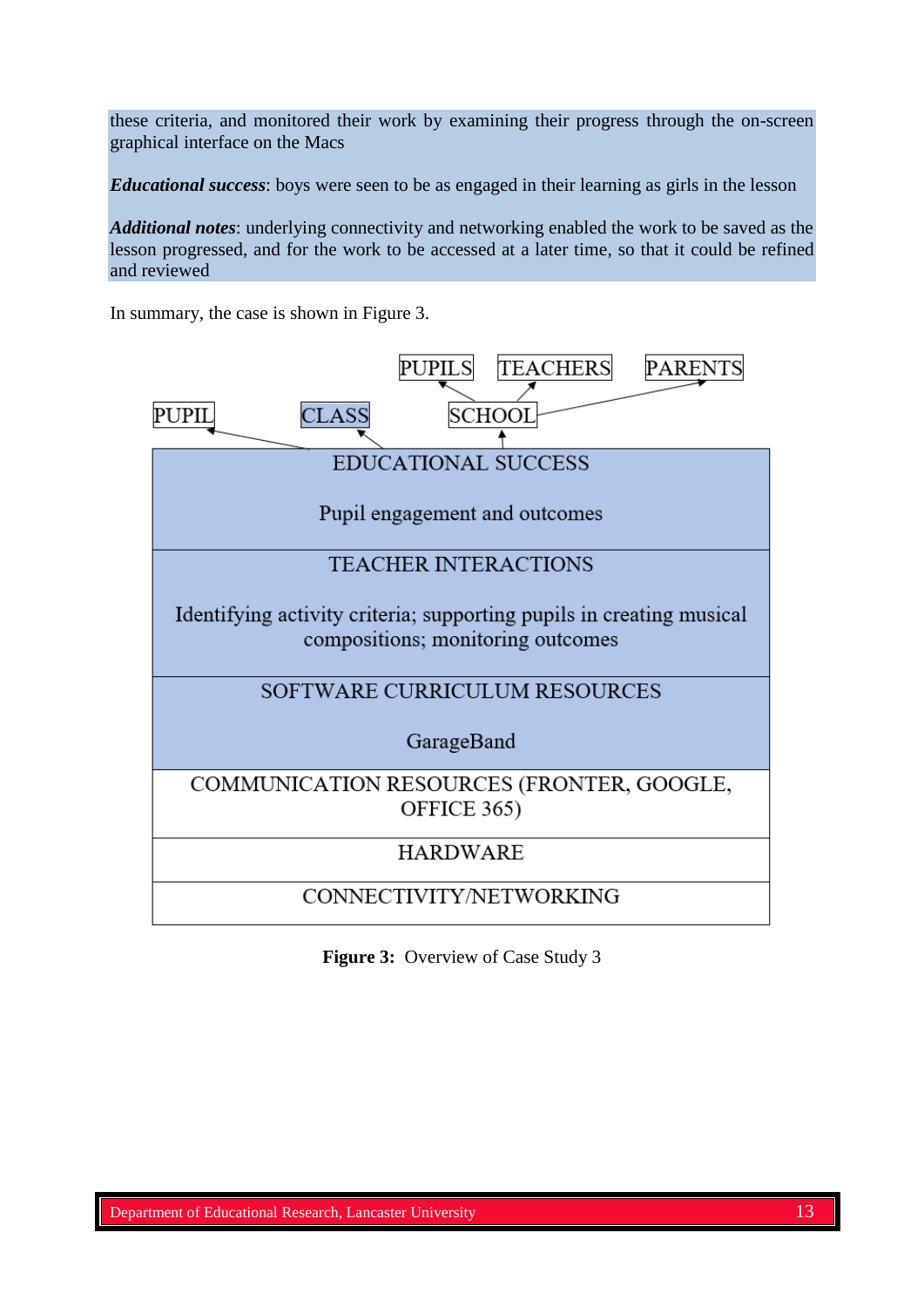these criteria, and monitored their work by examining their progress through the on-screen graphical interface on the Macs

***Educational success***: boys were seen to be as engaged in their learning as girls in the lesson

***Additional notes***: underlying connectivity and networking enabled the work to be saved as the lesson progressed, and for the work to be accessed at a later time, so that it could be refined and reviewed

In summary, the case is shown in Figure 3.

PUPILS | TEACHERS | PARENTS

PUPIL | CLASS | SCHOOL

| EDUCATIONAL SUCCESS<br><br>Pupil engagement and outcomes |
|---|
| TEACHER INTERACTIONS<br><br>Identifying activity criteria; supporting pupils in creating musical compositions; monitoring outcomes |
| SOFTWARE CURRICULUM RESOURCES<br><br>GarageBand |
| COMMUNICATION RESOURCES (FRONTER, GOOGLE, OFFICE 365) |
| HARDWARE |
| CONNECTIVITY/NETWORKING |

**Figure 3:** Overview of Case Study 3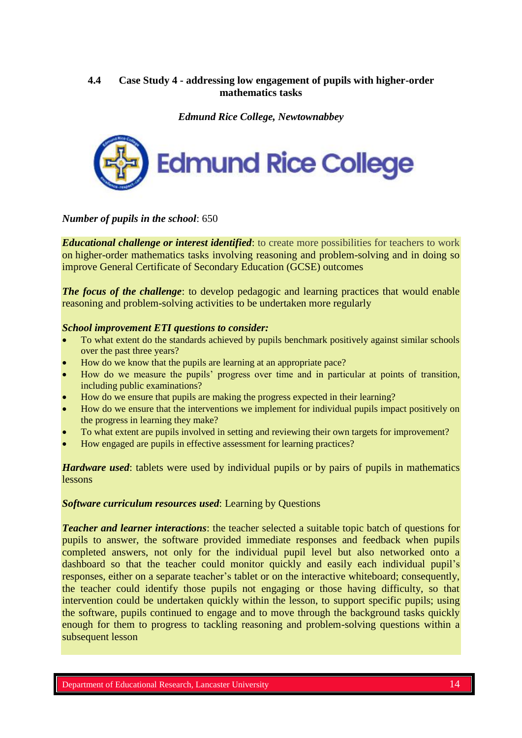### 4.4 Case Study 4 - addressing low engagement of pupils with higher-order mathematics tasks

*Edmund Rice College, Newtownabbey*

Edmund Rice College

***Number of pupils in the school***: 650

***Educational challenge or interest identified***: to create more possibilities for teachers to work on higher-order mathematics tasks involving reasoning and problem-solving and in doing so improve General Certificate of Secondary Education (GCSE) outcomes

***The focus of the challenge***: to develop pedagogic and learning practices that would enable reasoning and problem-solving activities to be undertaken more regularly

***School improvement ETI questions to consider:***

- To what extent do the standards achieved by pupils benchmark positively against similar schools over the past three years?
- How do we know that the pupils are learning at an appropriate pace?
- How do we measure the pupils' progress over time and in particular at points of transition, including public examinations?
- How do we ensure that pupils are making the progress expected in their learning?
- How do we ensure that the interventions we implement for individual pupils impact positively on the progress in learning they make?
- To what extent are pupils involved in setting and reviewing their own targets for improvement?
- How engaged are pupils in effective assessment for learning practices?

***Hardware used***: tablets were used by individual pupils or by pairs of pupils in mathematics lessons

***Software curriculum resources used***: Learning by Questions

***Teacher and learner interactions***: the teacher selected a suitable topic batch of questions for pupils to answer, the software provided immediate responses and feedback when pupils completed answers, not only for the individual pupil level but also networked onto a dashboard so that the teacher could monitor quickly and easily each individual pupil's responses, either on a separate teacher's tablet or on the interactive whiteboard; consequently, the teacher could identify those pupils not engaging or those having difficulty, so that intervention could be undertaken quickly within the lesson, to support specific pupils; using the software, pupils continued to engage and to move through the background tasks quickly enough for them to progress to tackling reasoning and problem-solving questions within a subsequent lesson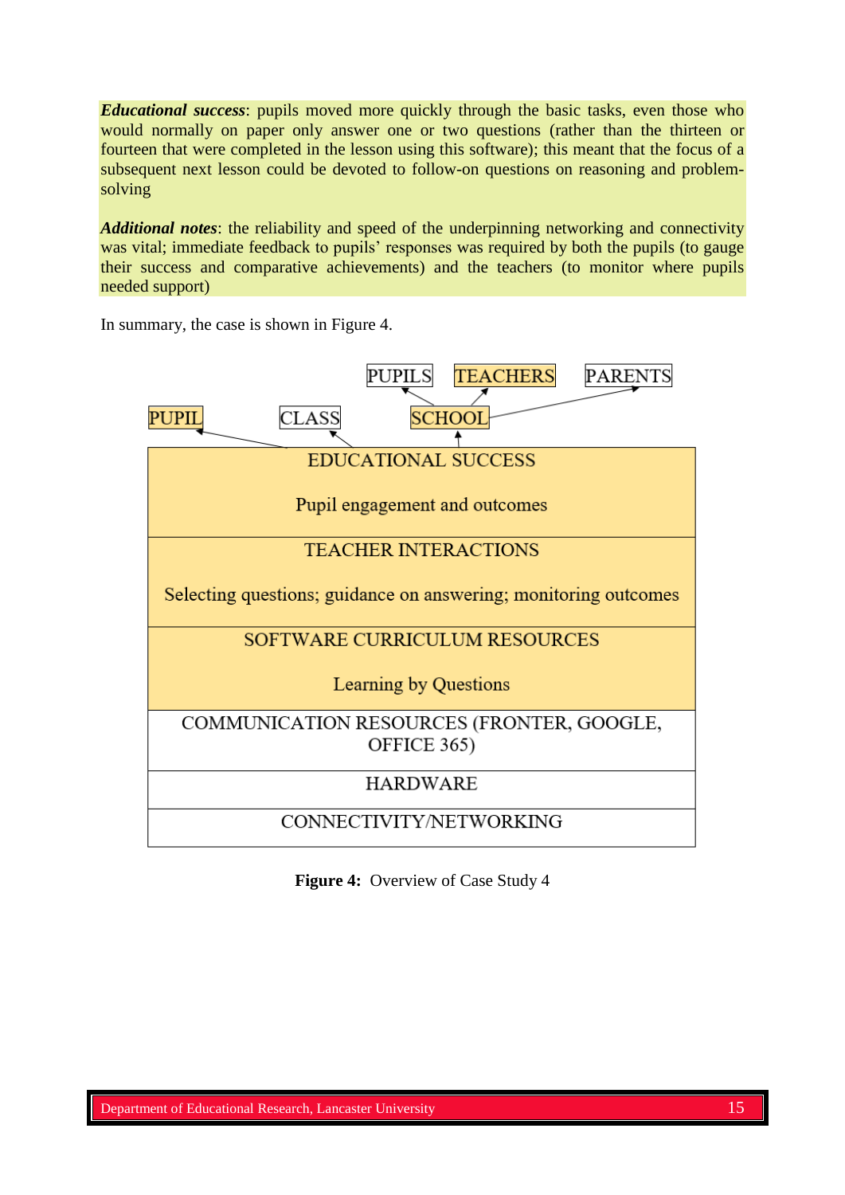***Educational success***: pupils moved more quickly through the basic tasks, even those who would normally on paper only answer one or two questions (rather than the thirteen or fourteen that were completed in the lesson using this software); this meant that the focus of a subsequent next lesson could be devoted to follow-on questions on reasoning and problem-solving

***Additional notes***: the reliability and speed of the underpinning networking and connectivity was vital; immediate feedback to pupils' responses was required by both the pupils (to gauge their success and comparative achievements) and the teachers (to monitor where pupils needed support)

In summary, the case is shown in Figure 4.

PUPILS TEACHERS PARENTS

PUPIL CLASS SCHOOL

| EDUCATIONAL SUCCESS<br><br>Pupil engagement and outcomes |
|---|
| TEACHER INTERACTIONS<br><br>Selecting questions; guidance on answering; monitoring outcomes |
| SOFTWARE CURRICULUM RESOURCES<br><br>Learning by Questions |
| COMMUNICATION RESOURCES (FRONTER, GOOGLE, OFFICE 365) |
| HARDWARE |
| CONNECTIVITY/NETWORKING |

**Figure 4:** Overview of Case Study 4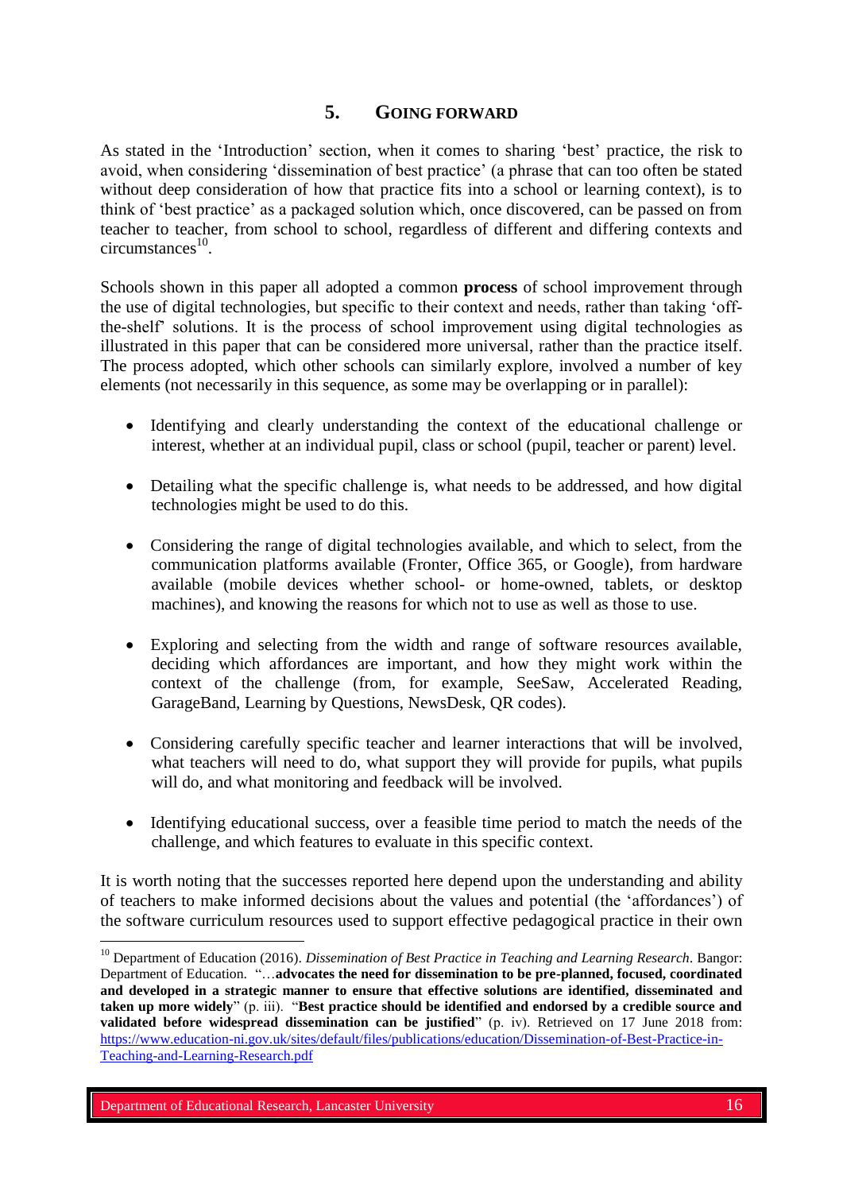## 5. GOING FORWARD

As stated in the 'Introduction' section, when it comes to sharing 'best' practice, the risk to avoid, when considering 'dissemination of best practice' (a phrase that can too often be stated without deep consideration of how that practice fits into a school or learning context), is to think of 'best practice' as a packaged solution which, once discovered, can be passed on from teacher to teacher, from school to school, regardless of different and differing contexts and circumstances[10].

Schools shown in this paper all adopted a common **process** of school improvement through the use of digital technologies, but specific to their context and needs, rather than taking 'off-the-shelf' solutions. It is the process of school improvement using digital technologies as illustrated in this paper that can be considered more universal, rather than the practice itself. The process adopted, which other schools can similarly explore, involved a number of key elements (not necessarily in this sequence, as some may be overlapping or in parallel):

- Identifying and clearly understanding the context of the educational challenge or interest, whether at an individual pupil, class or school (pupil, teacher or parent) level.
- Detailing what the specific challenge is, what needs to be addressed, and how digital technologies might be used to do this.
- Considering the range of digital technologies available, and which to select, from the communication platforms available (Fronter, Office 365, or Google), from hardware available (mobile devices whether school- or home-owned, tablets, or desktop machines), and knowing the reasons for which not to use as well as those to use.
- Exploring and selecting from the width and range of software resources available, deciding which affordances are important, and how they might work within the context of the challenge (from, for example, SeeSaw, Accelerated Reading, GarageBand, Learning by Questions, NewsDesk, QR codes).
- Considering carefully specific teacher and learner interactions that will be involved, what teachers will need to do, what support they will provide for pupils, what pupils will do, and what monitoring and feedback will be involved.
- Identifying educational success, over a feasible time period to match the needs of the challenge, and which features to evaluate in this specific context.

It is worth noting that the successes reported here depend upon the understanding and ability of teachers to make informed decisions about the values and potential (the 'affordances') of the software curriculum resources used to support effective pedagogical practice in their own

---

[10] Department of Education (2016). *Dissemination of Best Practice in Teaching and Learning Research*. Bangor: Department of Education. "…**advocates the need for dissemination to be pre-planned, focused, coordinated and developed in a strategic manner to ensure that effective solutions are identified, disseminated and taken up more widely**" (p. iii). "**Best practice should be identified and endorsed by a credible source and validated before widespread dissemination can be justified**" (p. iv). Retrieved on 17 June 2018 from: https://www.education-ni.gov.uk/sites/default/files/publications/education/Dissemination-of-Best-Practice-in-Teaching-and-Learning-Research.pdf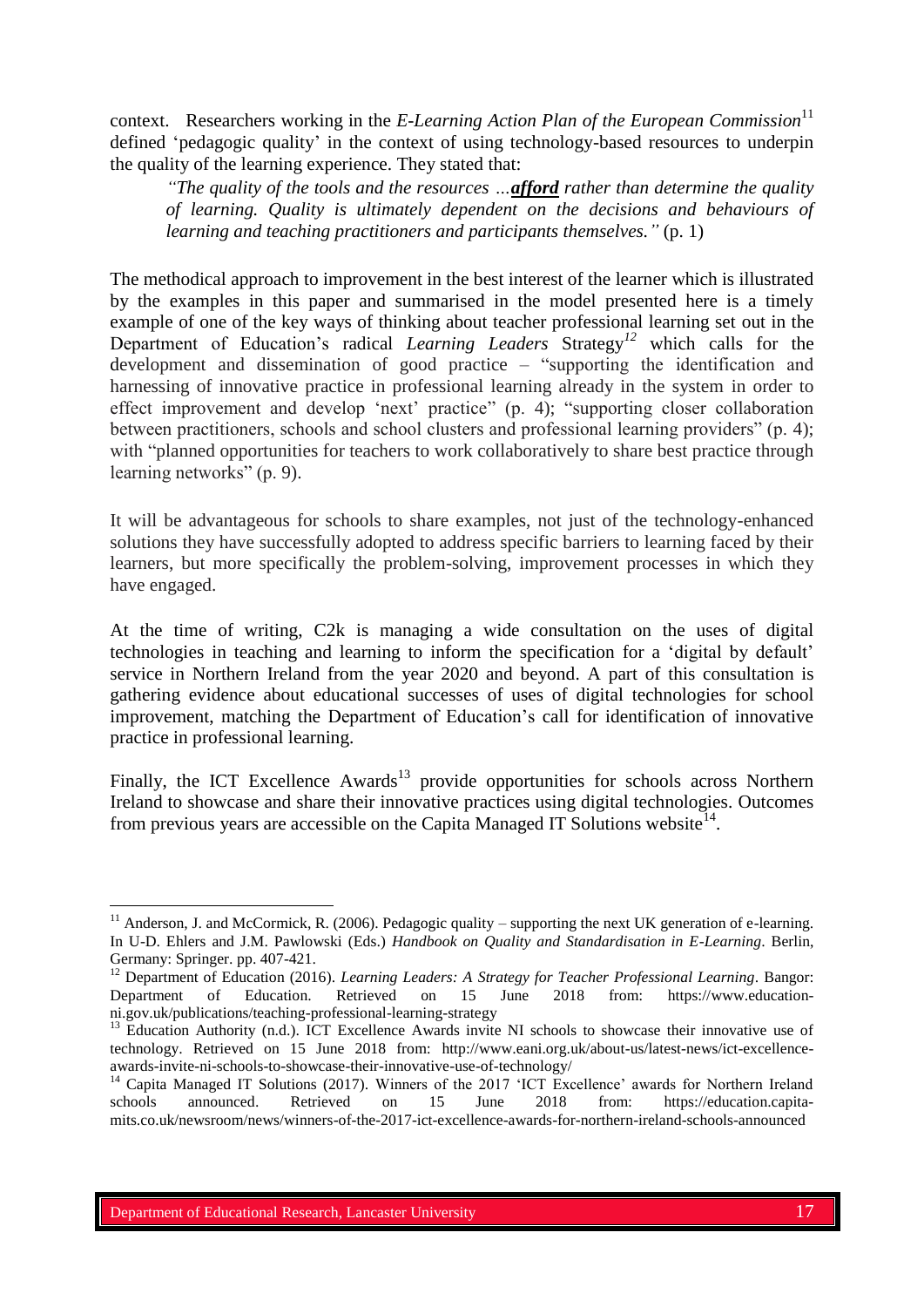context. Researchers working in the *E-Learning Action Plan of the European Commission*[11] defined 'pedagogic quality' in the context of using technology-based resources to underpin the quality of the learning experience. They stated that:

> *"The quality of the tools and the resources …**afford** rather than determine the quality of learning. Quality is ultimately dependent on the decisions and behaviours of learning and teaching practitioners and participants themselves."* (p. 1)

The methodical approach to improvement in the best interest of the learner which is illustrated by the examples in this paper and summarised in the model presented here is a timely example of one of the key ways of thinking about teacher professional learning set out in the Department of Education's radical *Learning Leaders* Strategy[12] which calls for the development and dissemination of good practice – "supporting the identification and harnessing of innovative practice in professional learning already in the system in order to effect improvement and develop 'next' practice" (p. 4); "supporting closer collaboration between practitioners, schools and school clusters and professional learning providers" (p. 4); with "planned opportunities for teachers to work collaboratively to share best practice through learning networks" (p. 9).

It will be advantageous for schools to share examples, not just of the technology-enhanced solutions they have successfully adopted to address specific barriers to learning faced by their learners, but more specifically the problem-solving, improvement processes in which they have engaged.

At the time of writing, C2k is managing a wide consultation on the uses of digital technologies in teaching and learning to inform the specification for a 'digital by default' service in Northern Ireland from the year 2020 and beyond. A part of this consultation is gathering evidence about educational successes of uses of digital technologies for school improvement, matching the Department of Education's call for identification of innovative practice in professional learning.

Finally, the ICT Excellence Awards[13] provide opportunities for schools across Northern Ireland to showcase and share their innovative practices using digital technologies. Outcomes from previous years are accessible on the Capita Managed IT Solutions website[14].

---

[11] Anderson, J. and McCormick, R. (2006). Pedagogic quality – supporting the next UK generation of e-learning. In U-D. Ehlers and J.M. Pawlowski (Eds.) *Handbook on Quality and Standardisation in E-Learning*. Berlin, Germany: Springer. pp. 407-421.

[12] Department of Education (2016). *Learning Leaders: A Strategy for Teacher Professional Learning*. Bangor: Department of Education. Retrieved on 15 June 2018 from: https://www.education-ni.gov.uk/publications/teaching-professional-learning-strategy

[13] Education Authority (n.d.). ICT Excellence Awards invite NI schools to showcase their innovative use of technology. Retrieved on 15 June 2018 from: http://www.eani.org.uk/about-us/latest-news/ict-excellence-awards-invite-ni-schools-to-showcase-their-innovative-use-of-technology/

[14] Capita Managed IT Solutions (2017). Winners of the 2017 'ICT Excellence' awards for Northern Ireland schools announced. Retrieved on 15 June 2018 from: https://education.capita-mits.co.uk/newsroom/news/winners-of-the-2017-ict-excellence-awards-for-northern-ireland-schools-announced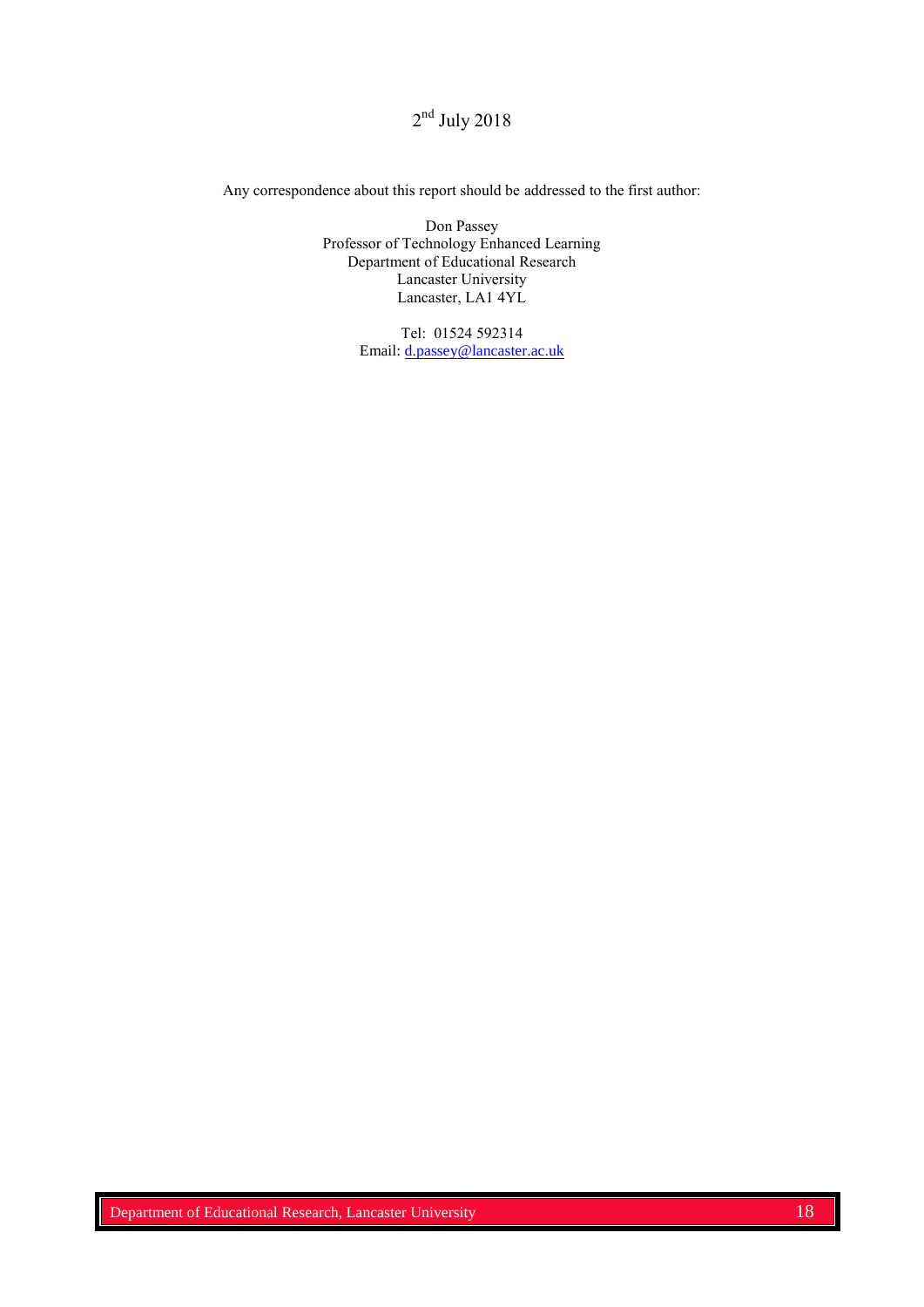2nd July 2018

Any correspondence about this report should be addressed to the first author:

Don Passey
Professor of Technology Enhanced Learning
Department of Educational Research
Lancaster University
Lancaster, LA1 4YL

Tel: 01524 592314
Email: d.passey@lancaster.ac.uk